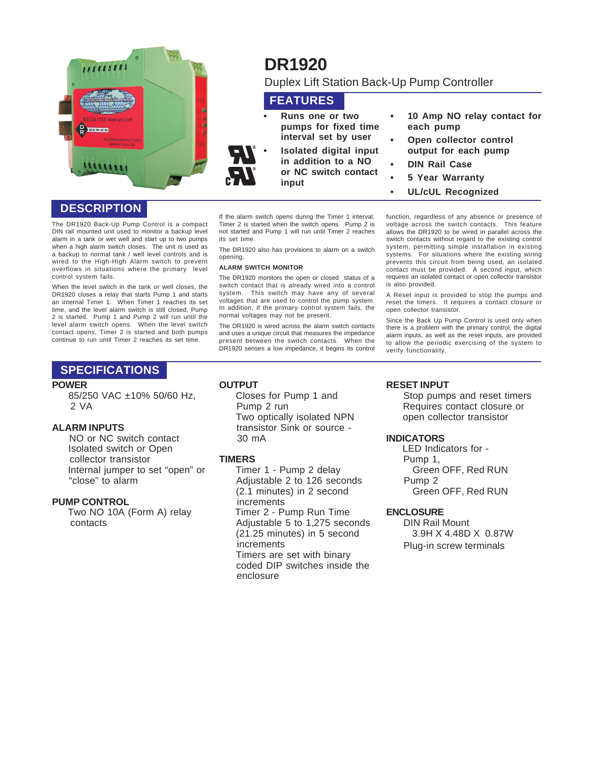# DR1920

Duplex Lift Station Back-Up Pump Controller

## FEATURES

- **Runs one or two pumps for fixed time interval set by user**
- **Isolated digital input in addition to a NO or NC switch contact input**
- **10 Amp NO relay contact for each pump**
- **Open collector control output for each pump**
- **DIN Rail Case**
- **5 Year Warranty**
- **UL/cUL Recognized**

## DESCRIPTION

The DR1920 Back-Up Pump Control is a compact DIN rail mounted unit used to monitor a backup level alarm in a tank or wet well and start up to two pumps when a high alarm switch closes. The unit is used as a backup to normal tank / well level controls and is wired to the High-High Alarm switch to prevent overflows in situations where the primary level control system fails.

When the level switch in the tank or well closes, the DR1920 closes a relay that starts Pump 1 and starts an internal Timer 1. When Timer 1 reaches its set time, and the level alarm switch is still closed, Pump 2 is started. Pump 1 and Pump 2 will run until the level alarm switch opens. When the level switch contact opens, Timer 2 is started and both pumps continue to run until Timer 2 reaches its set time.

If the alarm switch opens during the Timer 1 interval, Timer 2 is started when the switch opens. Pump 2 is not started and Pump 1 will run until Timer 2 reaches its set time.

The DR1920 also has provisions to alarm on a switch opening.

**ALARM SWITCH MONITOR**

The DR1920 monitors the open or closed status of a switch contact that is already wired into a control system. This switch may have any of several voltages that are used to control the pump system. In addition, if the primary control system fails, the normal voltages may not be present.

The DR1920 is wired across the alarm switch contacts and uses a unique circuit that measures the impedance present between the switch contacts. When the DR1920 senses a low impedance, it begins its control function, regardless of any absence or presence of voltage across the switch contacts. This feature allows the DR1920 to be wired in parallel across the switch contacts without regard to the existing control system, permitting simple installation in existing systems. For situations where the existing wiring prevents this circuit from being used, an isolated contact must be provided. A second input, which requires an isolated contact or open collector transistor is also provided.

A Reset input is provided to stop the pumps and reset the timers. It requires a contact closure or open collector transistor.

Since the Back Up Pump Control is used only when there is a problem with the primary control, the digital alarm inputs, as well as the reset inputs, are provided to allow the periodic exercising of the system to verify functionality.

## SPECIFICATIONS

**POWER**

85/250 VAC ±10% 50/60 Hz, 2 VA

**ALARM INPUTS**

NO or NC switch contact
Isolated switch or Open collector transistor
Internal jumper to set "open" or "close" to alarm

**PUMP CONTROL**

Two NO 10A (Form A) relay contacts

**OUTPUT**

Closes for Pump 1 and Pump 2 run
Two optically isolated NPN transistor Sink or source - 30 mA

**TIMERS**

Timer 1 - Pump 2 delay
Adjustable 2 to 126 seconds (2.1 minutes) in 2 second increments
Timer 2 - Pump Run Time
Adjustable 5 to 1,275 seconds (21.25 minutes) in 5 second increments
Timers are set with binary coded DIP switches inside the enclosure

**RESET INPUT**

Stop pumps and reset timers
Requires contact closure or open collector transistor

**INDICATORS**

LED Indicators for -
Pump 1,
Green OFF, Red RUN
Pump 2
Green OFF, Red RUN

**ENCLOSURE**

DIN Rail Mount
3.9H X 4.48D X 0.87W
Plug-in screw terminals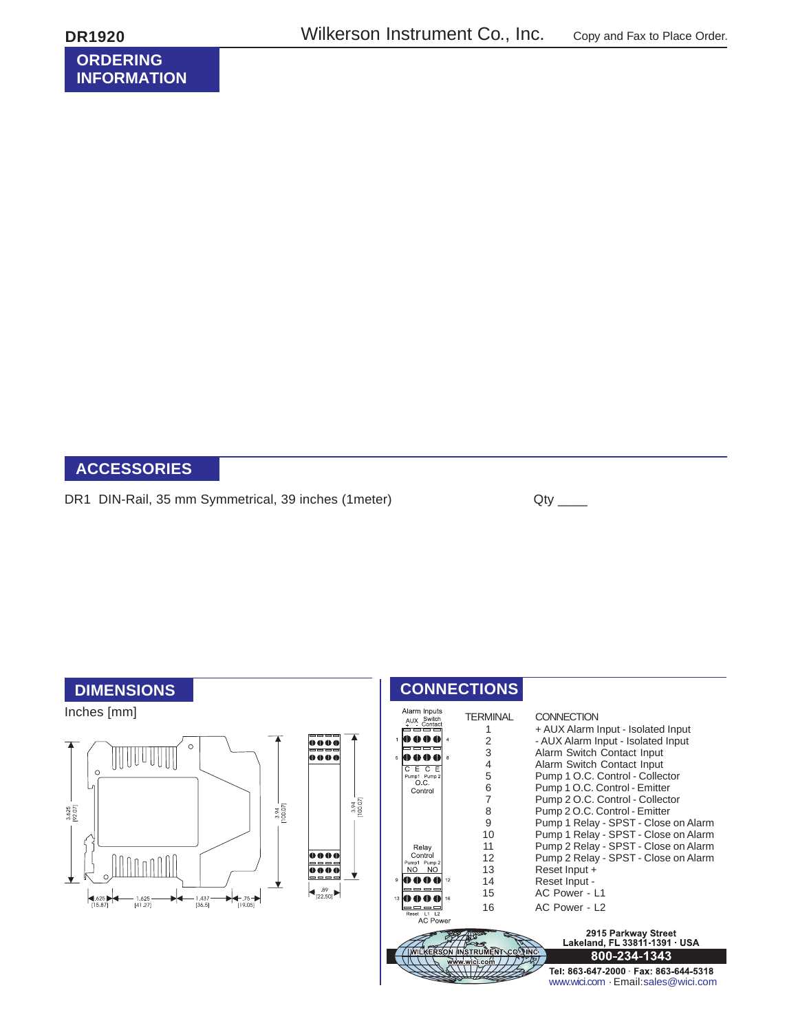DR1920 — Wilkerson Instrument Co., Inc. — Copy and Fax to Place Order.

## ORDERING INFORMATION

## ACCESSORIES

DR1 DIN-Rail, 35 mm Symmetrical, 39 inches (1meter) Qty ____

## DIMENSIONS

Inches [mm]

3.625 [92.07]

3.94 [100.07]

3.94 [100.07]

.625 [15.87]

1.625 [41.27]

1.437 [36.5]

.75 [19.05]

.89 [22.50]

## CONNECTIONS

Alarm Inputs
AUX + -
Switch Contact

1 4

5 8

C E C E
Pump1 Pump 2
O.C. Control

Relay Control
Pump1 Pump 2
NO NO

9 12

13 16

Reset L1 L2
AC Power

| TERMINAL | CONNECTION |
|---|---|
| 1 | + AUX Alarm Input - Isolated Input |
| 2 | - AUX Alarm Input - Isolated Input |
| 3 | Alarm Switch Contact Input |
| 4 | Alarm Switch Contact Input |
| 5 | Pump 1 O.C. Control - Collector |
| 6 | Pump 1 O.C. Control - Emitter |
| 7 | Pump 2 O.C. Control - Collector |
| 8 | Pump 2 O.C. Control - Emitter |
| 9 | Pump 1 Relay - SPST - Close on Alarm |
| 10 | Pump 1 Relay - SPST - Close on Alarm |
| 11 | Pump 2 Relay - SPST - Close on Alarm |
| 12 | Pump 2 Relay - SPST - Close on Alarm |
| 13 | Reset Input + |
| 14 | Reset Input - |
| 15 | AC Power - L1 |
| 16 | AC Power - L2 |

WILKERSON INSTRUMENT CO., INC.
www.wici.com

2915 Parkway Street
Lakeland, FL 33811-1391 · USA
800-234-1343
Tel: 863-647-2000 · Fax: 863-644-5318
www.wici.com · Email:sales@wici.com